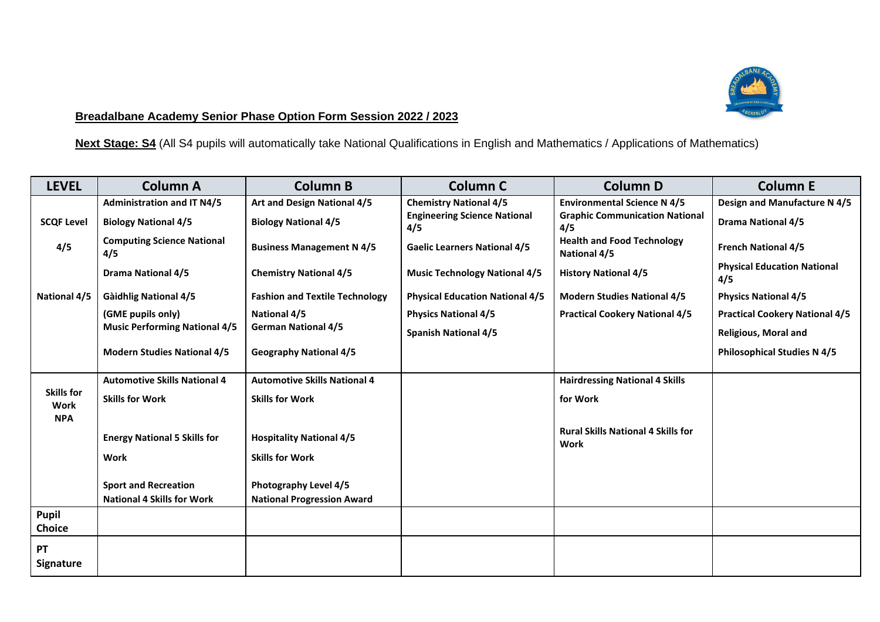**Breadalbane Academy Senior Phase Option Form Session 2022 / 2023**

**Next Stage: S4** (All S4 pupils will automatically take National Qualifications in English and Mathematics / Applications of Mathematics)

| LEVEL | Column A | Column B | Column C | Column D | Column E |
|---|---|---|---|---|---|
| SCQF Level 4/5 National 4/5 | **Administration and IT N4/5**<br>**Biology National 4/5**<br>**Computing Science National 4/5**<br>**Drama National 4/5**<br>**Gàidhlig National 4/5 (GME pupils only)**<br>**Music Performing National 4/5**<br>**Modern Studies National 4/5** | **Art and Design National 4/5**<br>**Biology National 4/5**<br>**Business Management N 4/5**<br>**Chemistry National 4/5**<br>**Fashion and Textile Technology National 4/5**<br>**German National 4/5**<br>**Geography National 4/5** | **Chemistry National 4/5**<br>**Engineering Science National 4/5**<br>**Gaelic Learners National 4/5**<br>**Music Technology National 4/5**<br>**Physical Education National 4/5**<br>**Physics National 4/5**<br>**Spanish National 4/5** | **Environmental Science N 4/5**<br>**Graphic Communication National 4/5**<br>**Health and Food Technology National 4/5**<br>**History National 4/5**<br>**Modern Studies National 4/5**<br>**Practical Cookery National 4/5** | **Design and Manufacture N 4/5**<br>**Drama National 4/5**<br>**French National 4/5**<br>**Physical Education National 4/5**<br>**Physics National 4/5**<br>**Practical Cookery National 4/5**<br>**Religious, Moral and Philosophical Studies N 4/5** |
| Skills for Work NPA | **Automotive Skills National 4 Skills for Work**<br>**Energy National 5 Skills for Work**<br>**Sport and Recreation National 4 Skills for Work** | **Automotive Skills National 4 Skills for Work**<br>**Hospitality National 4/5 Skills for Work**<br>**Photography Level 4/5 National Progression Award** | | **Hairdressing National 4 Skills for Work**<br>**Rural Skills National 4 Skills for Work** | |
| Pupil Choice | | | | | |
| PT Signature | | | | | |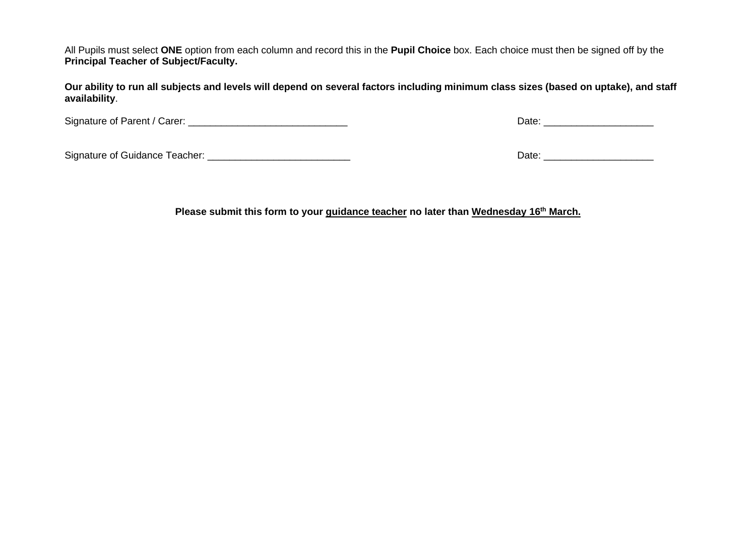All Pupils must select **ONE** option from each column and record this in the **Pupil Choice** box. Each choice must then be signed off by the **Principal Teacher of Subject/Faculty.**

**Our ability to run all subjects and levels will depend on several factors including minimum class sizes (based on uptake), and staff availability**.

Signature of Parent / Carer: _____________________________ Date: ____________________

Signature of Guidance Teacher: __________________________ Date: ____________________

**Please submit this form to your <u>guidance teacher</u> no later than <u>Wednesday 16th March.</u>**